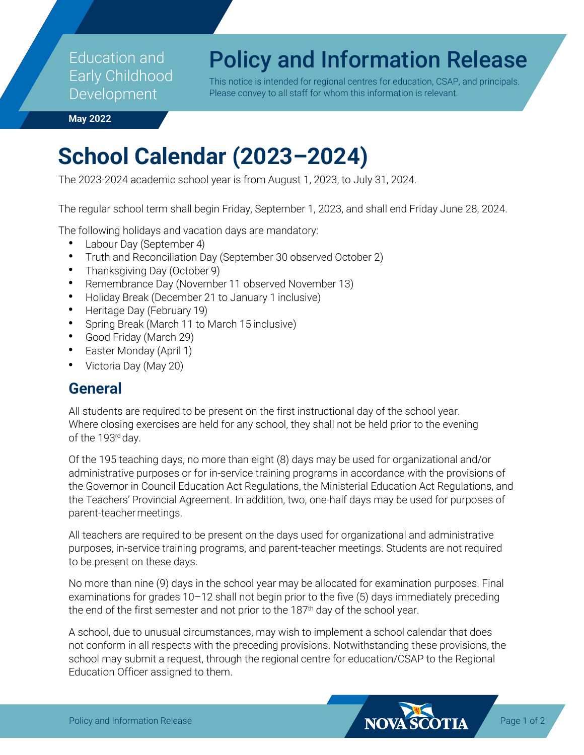Education and Early Childhood Development

# Policy and Information Release

This notice is intended for regional centres for education, CSAP, and principals. Please convey to all staff for whom this information is relevant.

**May 2022**

# School Calendar (2023–2024)

The 2023-2024 academic school year is from August 1, 2023, to July 31, 2024.

The regular school term shall begin Friday, September 1, 2023, and shall end Friday June 28, 2024.

The following holidays and vacation days are mandatory:

- Labour Day (September 4)
- Truth and Reconciliation Day (September 30 observed October 2)
- Thanksgiving Day (October 9)
- Remembrance Day (November 11 observed November 13)
- Holiday Break (December 21 to January 1 inclusive)
- Heritage Day (February 19)
- Spring Break (March 11 to March 15 inclusive)
- Good Friday (March 29)
- Easter Monday (April 1)
- Victoria Day (May 20)

## General

All students are required to be present on the first instructional day of the school year. Where closing exercises are held for any school, they shall not be held prior to the evening of the 193rd day.

Of the 195 teaching days, no more than eight (8) days may be used for organizational and/or administrative purposes or for in-service training programs in accordance with the provisions of the Governor in Council Education Act Regulations, the Ministerial Education Act Regulations, and the Teachers' Provincial Agreement. In addition, two, one-half days may be used for purposes of parent-teacher meetings.

All teachers are required to be present on the days used for organizational and administrative purposes, in-service training programs, and parent-teacher meetings. Students are not required to be present on these days.

No more than nine (9) days in the school year may be allocated for examination purposes. Final examinations for grades 10–12 shall not begin prior to the five (5) days immediately preceding the end of the first semester and not prior to the 187th day of the school year.

A school, due to unusual circumstances, may wish to implement a school calendar that does not conform in all respects with the preceding provisions. Notwithstanding these provisions, the school may submit a request, through the regional centre for education/CSAP to the Regional Education Officer assigned to them.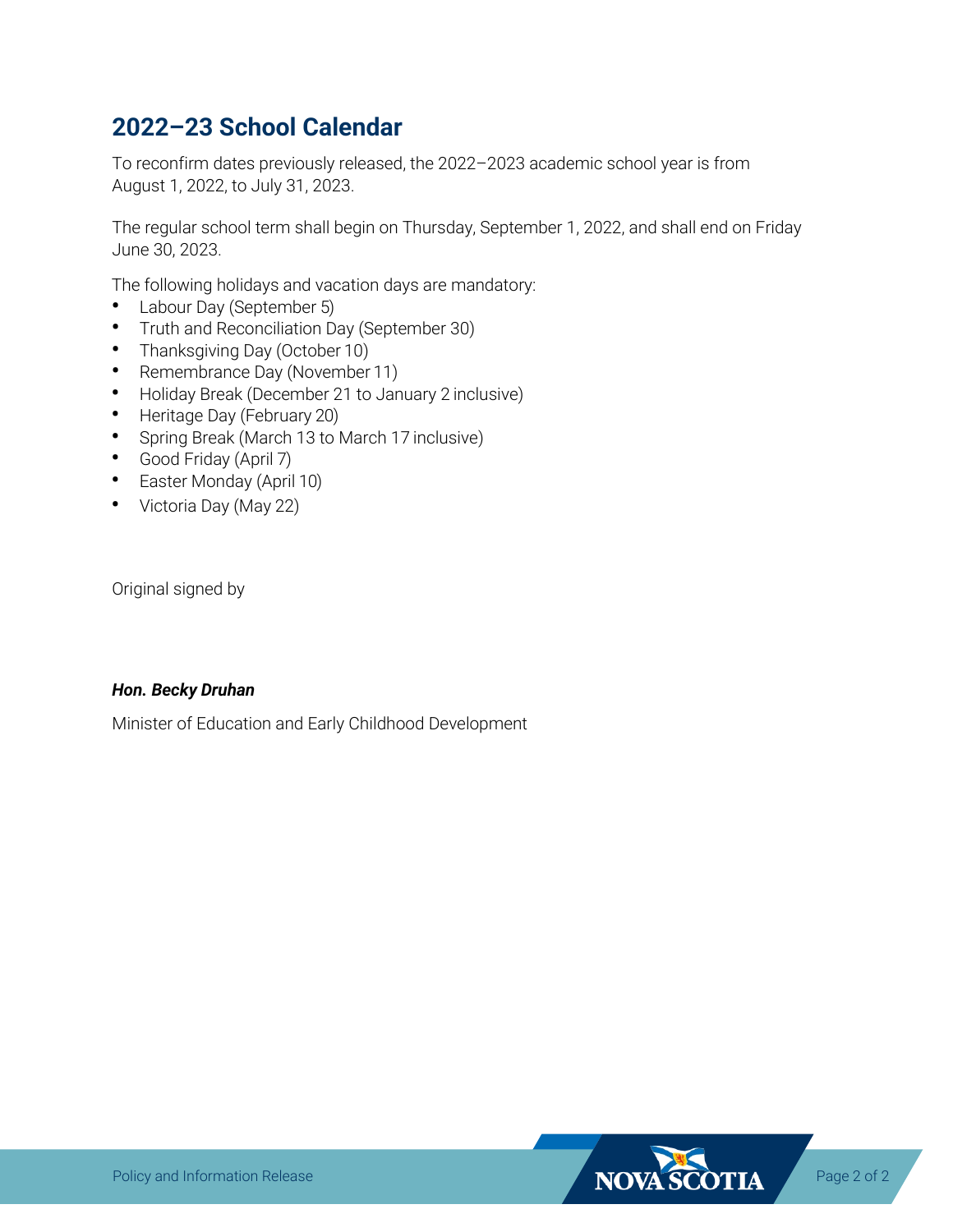## 2022–23 School Calendar

To reconfirm dates previously released, the 2022–2023 academic school year is from August 1, 2022, to July 31, 2023.

The regular school term shall begin on Thursday, September 1, 2022, and shall end on Friday June 30, 2023.

The following holidays and vacation days are mandatory:

- Labour Day (September 5)
- Truth and Reconciliation Day (September 30)
- Thanksgiving Day (October 10)
- Remembrance Day (November 11)
- Holiday Break (December 21 to January 2 inclusive)
- Heritage Day (February 20)
- Spring Break (March 13 to March 17 inclusive)
- Good Friday (April 7)
- Easter Monday (April 10)
- Victoria Day (May 22)

Original signed by

***Hon. Becky Druhan***

Minister of Education and Early Childhood Development